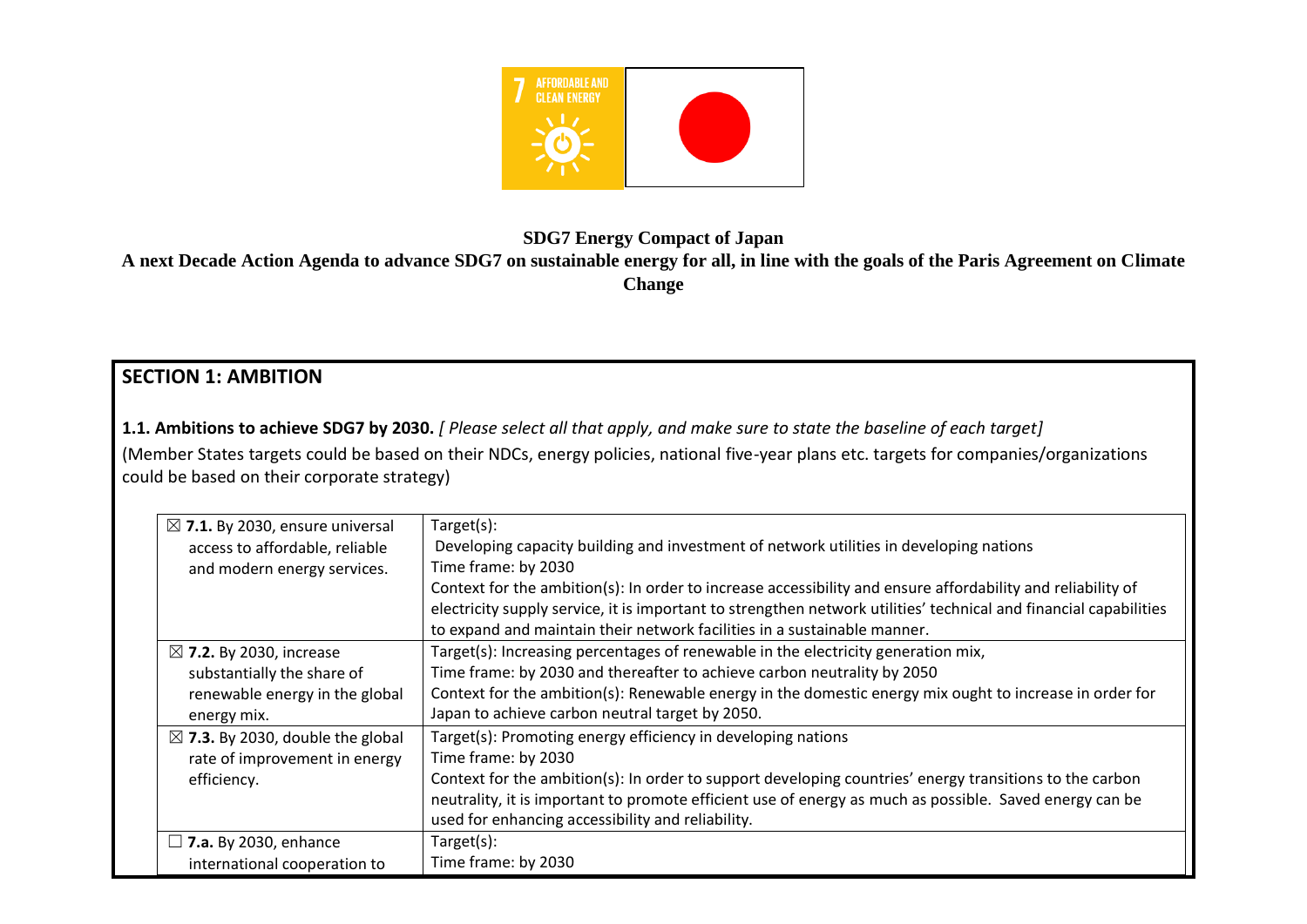**SDG7 Energy Compact of Japan**

**A next Decade Action Agenda to advance SDG7 on sustainable energy for all, in line with the goals of the Paris Agreement on Climate Change**

## SECTION 1: AMBITION

**1.1. Ambitions to achieve SDG7 by 2030.** *[ Please select all that apply, and make sure to state the baseline of each target]*

(Member States targets could be based on their NDCs, energy policies, national five-year plans etc. targets for companies/organizations could be based on their corporate strategy)

| | |
|---|---|
| ☒ **7.1.** By 2030, ensure universal access to affordable, reliable and modern energy services. | Target(s):<br>Developing capacity building and investment of network utilities in developing nations<br>Time frame: by 2030<br>Context for the ambition(s): In order to increase accessibility and ensure affordability and reliability of electricity supply service, it is important to strengthen network utilities' technical and financial capabilities to expand and maintain their network facilities in a sustainable manner. |
| ☒ **7.2.** By 2030, increase substantially the share of renewable energy in the global energy mix. | Target(s): Increasing percentages of renewable in the electricity generation mix,<br>Time frame: by 2030 and thereafter to achieve carbon neutrality by 2050<br>Context for the ambition(s): Renewable energy in the domestic energy mix ought to increase in order for Japan to achieve carbon neutral target by 2050. |
| ☒ **7.3.** By 2030, double the global rate of improvement in energy efficiency. | Target(s): Promoting energy efficiency in developing nations<br>Time frame: by 2030<br>Context for the ambition(s): In order to support developing countries' energy transitions to the carbon neutrality, it is important to promote efficient use of energy as much as possible. Saved energy can be used for enhancing accessibility and reliability. |
| ☐ **7.a.** By 2030, enhance international cooperation to | Target(s):<br>Time frame: by 2030 |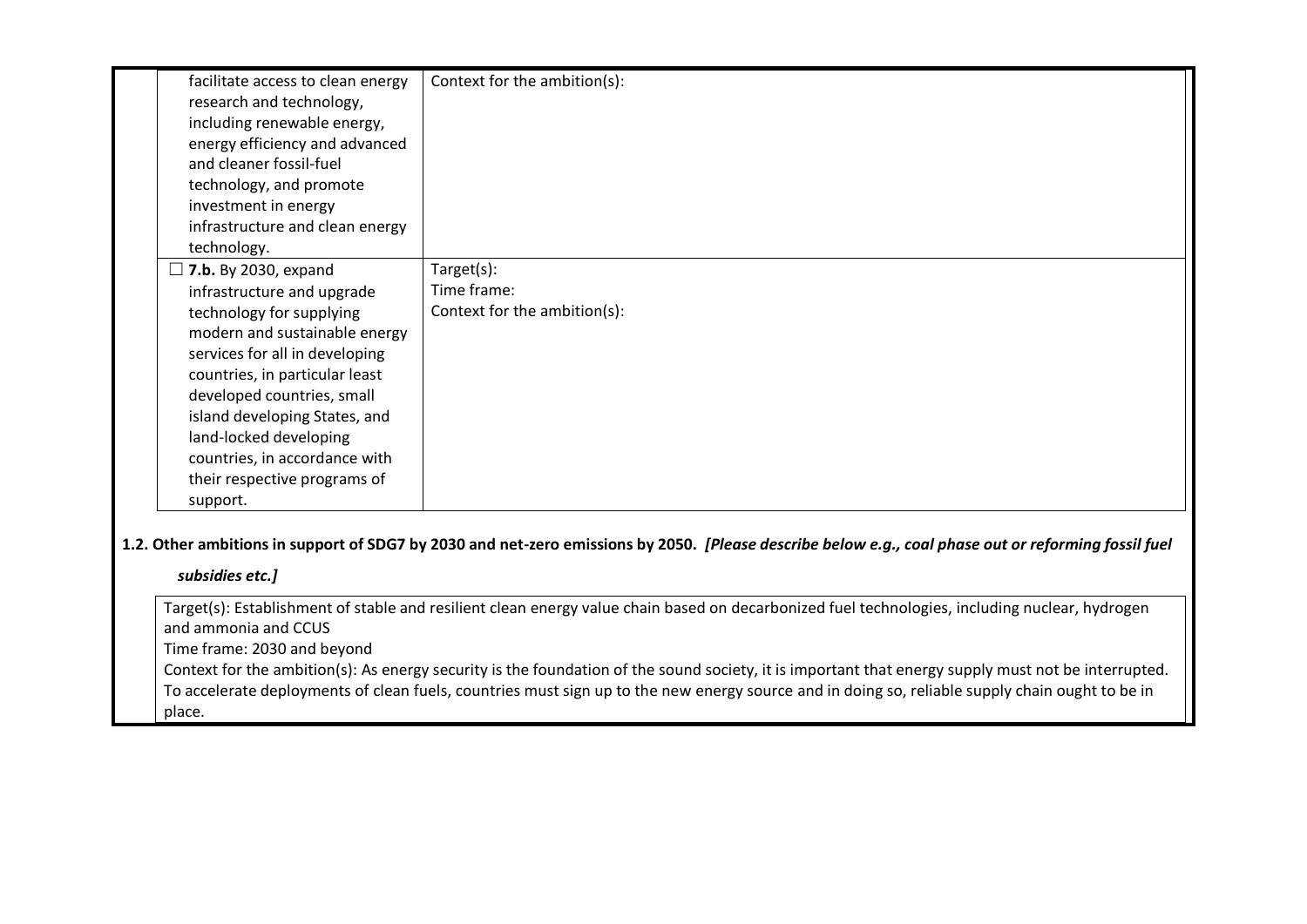| | |
|---|---|
| facilitate access to clean energy research and technology, including renewable energy, energy efficiency and advanced and cleaner fossil-fuel technology, and promote investment in energy infrastructure and clean energy technology. | Context for the ambition(s): |
| ☐ **7.b.** By 2030, expand infrastructure and upgrade technology for supplying modern and sustainable energy services for all in developing countries, in particular least developed countries, small island developing States, and land-locked developing countries, in accordance with their respective programs of support. | Target(s):<br>Time frame:<br>Context for the ambition(s): |

**1.2. Other ambitions in support of SDG7 by 2030 and net-zero emissions by 2050.** ***[Please describe below e.g., coal phase out or reforming fossil fuel subsidies etc.]***

| |
|---|
| Target(s): Establishment of stable and resilient clean energy value chain based on decarbonized fuel technologies, including nuclear, hydrogen and ammonia and CCUS<br>Time frame: 2030 and beyond<br>Context for the ambition(s): As energy security is the foundation of the sound society, it is important that energy supply must not be interrupted. To accelerate deployments of clean fuels, countries must sign up to the new energy source and in doing so, reliable supply chain ought to be in place. |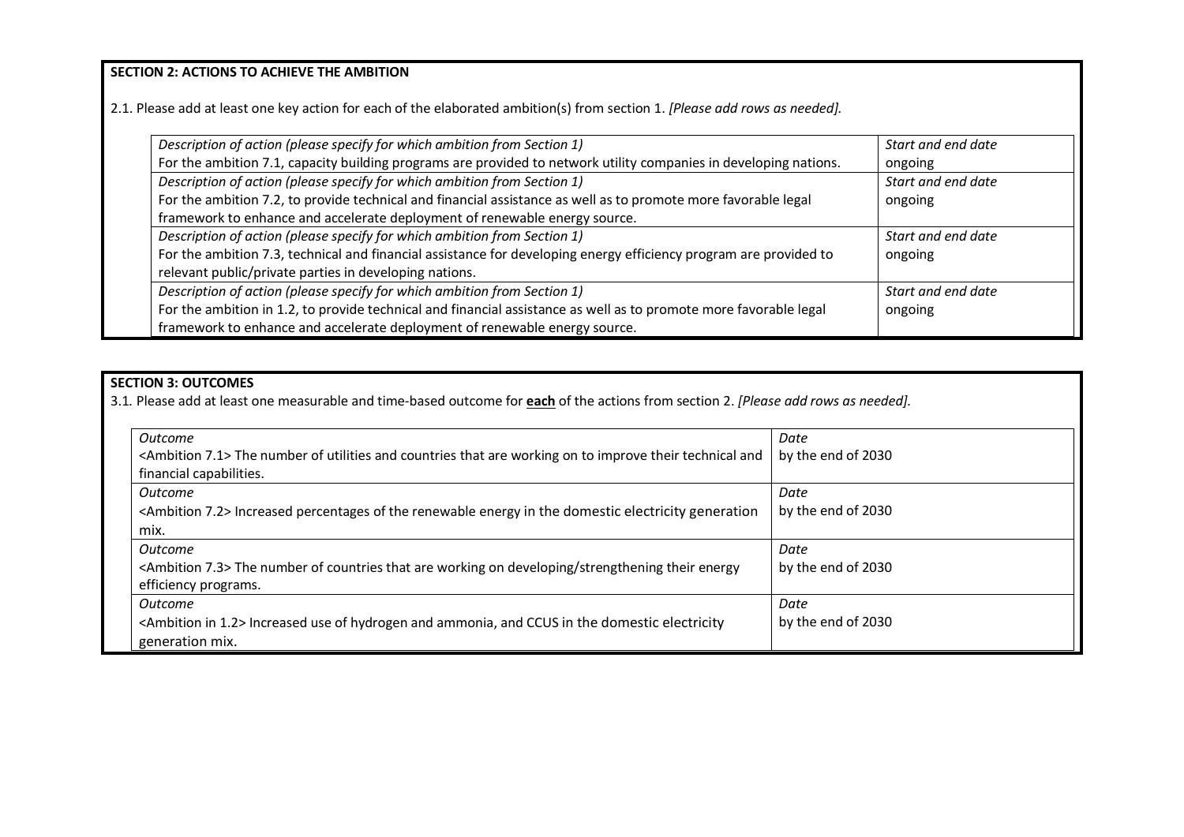**SECTION 2: ACTIONS TO ACHIEVE THE AMBITION**

2.1. Please add at least one key action for each of the elaborated ambition(s) from section 1. *[Please add rows as needed].*

| *Description of action (please specify for which ambition from Section 1)* | *Start and end date* |
|---|---|
| For the ambition 7.1, capacity building programs are provided to network utility companies in developing nations. | ongoing |
| *Description of action (please specify for which ambition from Section 1)*<br>For the ambition 7.2, to provide technical and financial assistance as well as to promote more favorable legal framework to enhance and accelerate deployment of renewable energy source. | *Start and end date*<br>ongoing |
| *Description of action (please specify for which ambition from Section 1)*<br>For the ambition 7.3, technical and financial assistance for developing energy efficiency program are provided to relevant public/private parties in developing nations. | *Start and end date*<br>ongoing |
| *Description of action (please specify for which ambition from Section 1)*<br>For the ambition in 1.2, to provide technical and financial assistance as well as to promote more favorable legal framework to enhance and accelerate deployment of renewable energy source. | *Start and end date*<br>ongoing |

**SECTION 3: OUTCOMES**

3.1. Please add at least one measurable and time-based outcome for **each** of the actions from section 2. *[Please add rows as needed].*

| *Outcome* | *Date* |
|---|---|
| <Ambition 7.1> The number of utilities and countries that are working on to improve their technical and financial capabilities. | by the end of 2030 |
| *Outcome*<br><Ambition 7.2> Increased percentages of the renewable energy in the domestic electricity generation mix. | *Date*<br>by the end of 2030 |
| *Outcome*<br><Ambition 7.3> The number of countries that are working on developing/strengthening their energy efficiency programs. | *Date*<br>by the end of 2030 |
| *Outcome*<br><Ambition in 1.2> Increased use of hydrogen and ammonia, and CCUS in the domestic electricity generation mix. | *Date*<br>by the end of 2030 |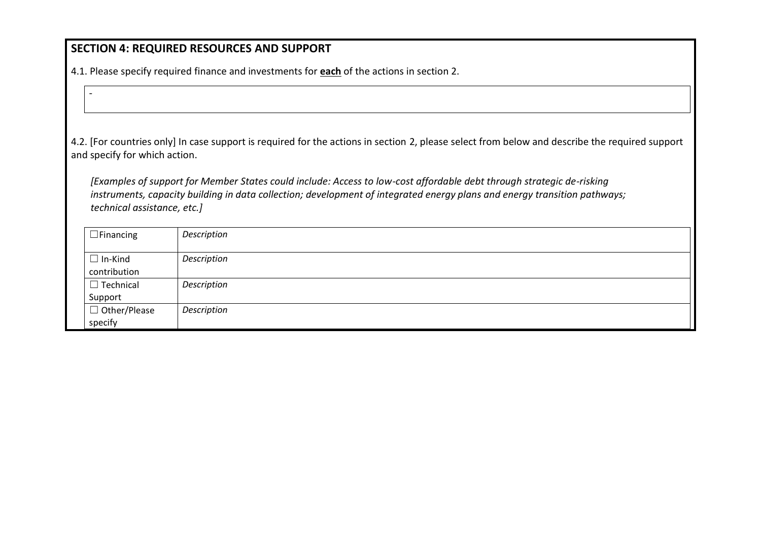## SECTION 4: REQUIRED RESOURCES AND SUPPORT

4.1. Please specify required finance and investments for **each** of the actions in section 2.

| - |
|---|

4.2. [For countries only] In case support is required for the actions in section 2, please select from below and describe the required support and specify for which action.

*[Examples of support for Member States could include: Access to low-cost affordable debt through strategic de-risking instruments, capacity building in data collection; development of integrated energy plans and energy transition pathways; technical assistance, etc.]*

| | |
|---|---|
| ☐Financing | *Description* |
| ☐ In-Kind contribution | *Description* |
| ☐ Technical Support | *Description* |
| ☐ Other/Please specify | *Description* |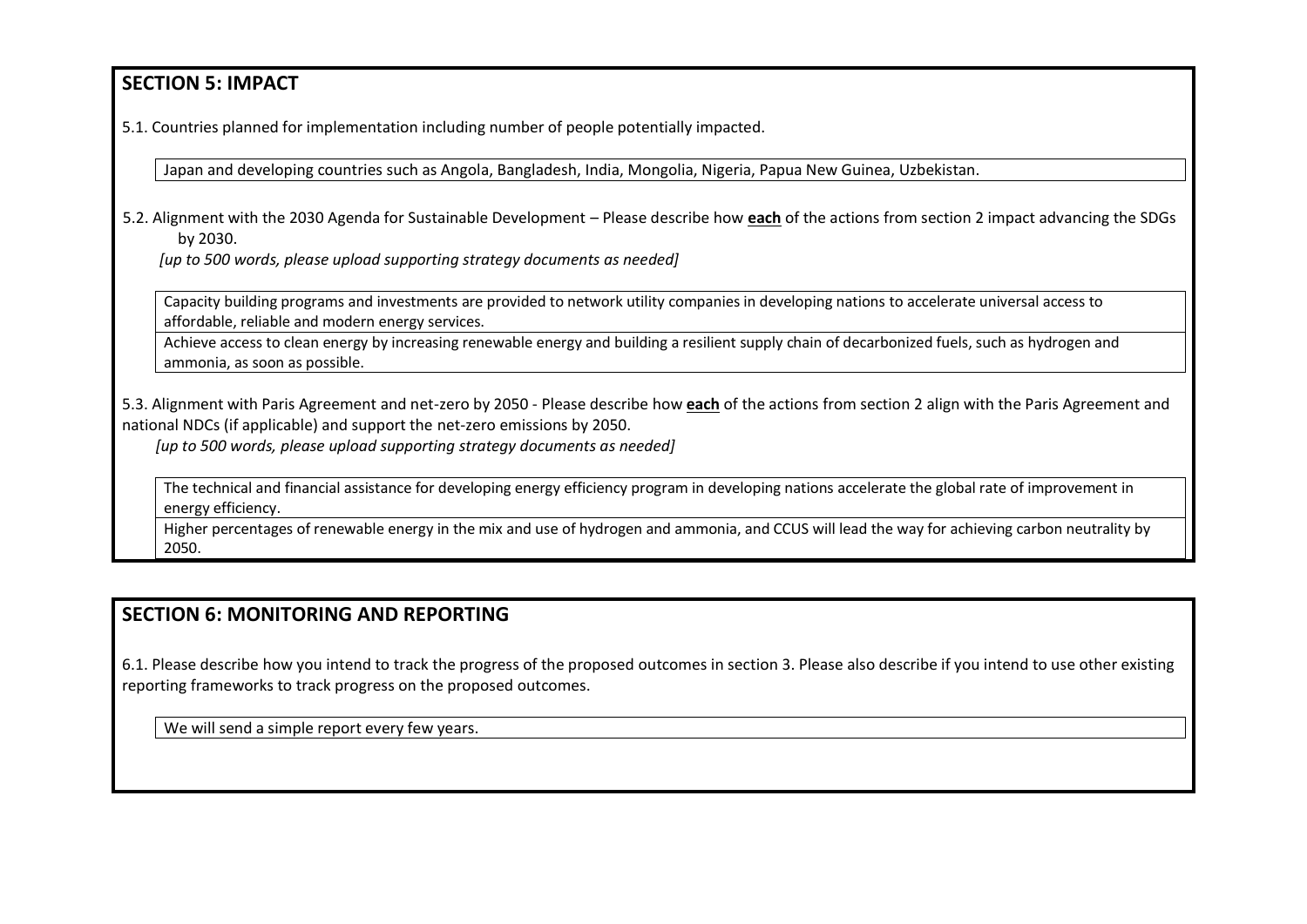## SECTION 5: IMPACT

5.1. Countries planned for implementation including number of people potentially impacted.

Japan and developing countries such as Angola, Bangladesh, India, Mongolia, Nigeria, Papua New Guinea, Uzbekistan.

5.2. Alignment with the 2030 Agenda for Sustainable Development – Please describe how **each** of the actions from section 2 impact advancing the SDGs by 2030.

*[up to 500 words, please upload supporting strategy documents as needed]*

Capacity building programs and investments are provided to network utility companies in developing nations to accelerate universal access to affordable, reliable and modern energy services.

Achieve access to clean energy by increasing renewable energy and building a resilient supply chain of decarbonized fuels, such as hydrogen and ammonia, as soon as possible.

5.3. Alignment with Paris Agreement and net-zero by 2050 - Please describe how **each** of the actions from section 2 align with the Paris Agreement and national NDCs (if applicable) and support the net-zero emissions by 2050.

*[up to 500 words, please upload supporting strategy documents as needed]*

The technical and financial assistance for developing energy efficiency program in developing nations accelerate the global rate of improvement in energy efficiency.

Higher percentages of renewable energy in the mix and use of hydrogen and ammonia, and CCUS will lead the way for achieving carbon neutrality by 2050.

## SECTION 6: MONITORING AND REPORTING

6.1. Please describe how you intend to track the progress of the proposed outcomes in section 3. Please also describe if you intend to use other existing reporting frameworks to track progress on the proposed outcomes.

We will send a simple report every few years.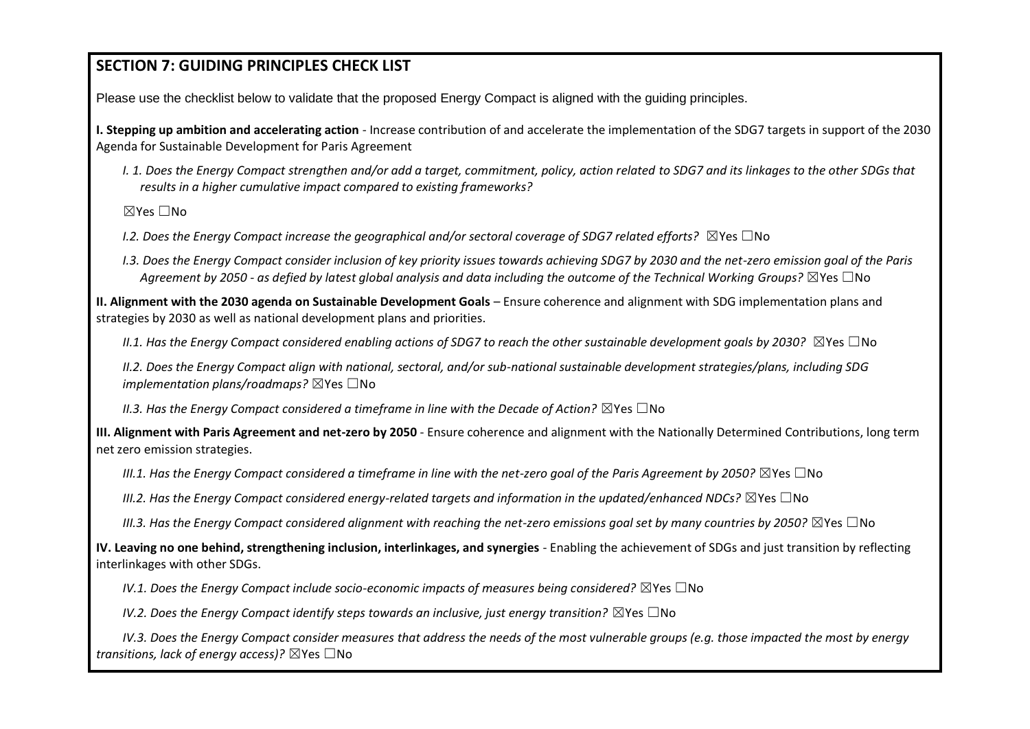## SECTION 7: GUIDING PRINCIPLES CHECK LIST

Please use the checklist below to validate that the proposed Energy Compact is aligned with the guiding principles.

**I. Stepping up ambition and accelerating action** - Increase contribution of and accelerate the implementation of the SDG7 targets in support of the 2030 Agenda for Sustainable Development for Paris Agreement

*I. 1. Does the Energy Compact strengthen and/or add a target, commitment, policy, action related to SDG7 and its linkages to the other SDGs that results in a higher cumulative impact compared to existing frameworks?*

☒Yes ☐No

*I.2. Does the Energy Compact increase the geographical and/or sectoral coverage of SDG7 related efforts?* ☒Yes ☐No

*I.3. Does the Energy Compact consider inclusion of key priority issues towards achieving SDG7 by 2030 and the net-zero emission goal of the Paris Agreement by 2050 - as defied by latest global analysis and data including the outcome of the Technical Working Groups?* ☒Yes ☐No

**II. Alignment with the 2030 agenda on Sustainable Development Goals** – Ensure coherence and alignment with SDG implementation plans and strategies by 2030 as well as national development plans and priorities.

*II.1. Has the Energy Compact considered enabling actions of SDG7 to reach the other sustainable development goals by 2030?* ☒Yes ☐No

*II.2. Does the Energy Compact align with national, sectoral, and/or sub-national sustainable development strategies/plans, including SDG implementation plans/roadmaps?* ☒Yes ☐No

*II.3. Has the Energy Compact considered a timeframe in line with the Decade of Action?* ☒Yes ☐No

**III. Alignment with Paris Agreement and net-zero by 2050** - Ensure coherence and alignment with the Nationally Determined Contributions, long term net zero emission strategies.

*III.1. Has the Energy Compact considered a timeframe in line with the net-zero goal of the Paris Agreement by 2050?* ☒Yes ☐No

*III.2. Has the Energy Compact considered energy-related targets and information in the updated/enhanced NDCs?* ☒Yes ☐No

*III.3. Has the Energy Compact considered alignment with reaching the net-zero emissions goal set by many countries by 2050?* ☒Yes ☐No

**IV. Leaving no one behind, strengthening inclusion, interlinkages, and synergies** - Enabling the achievement of SDGs and just transition by reflecting interlinkages with other SDGs.

*IV.1. Does the Energy Compact include socio-economic impacts of measures being considered?* ☒Yes ☐No

*IV.2. Does the Energy Compact identify steps towards an inclusive, just energy transition?* ☒Yes ☐No

*IV.3. Does the Energy Compact consider measures that address the needs of the most vulnerable groups (e.g. those impacted the most by energy transitions, lack of energy access)?* ☒Yes ☐No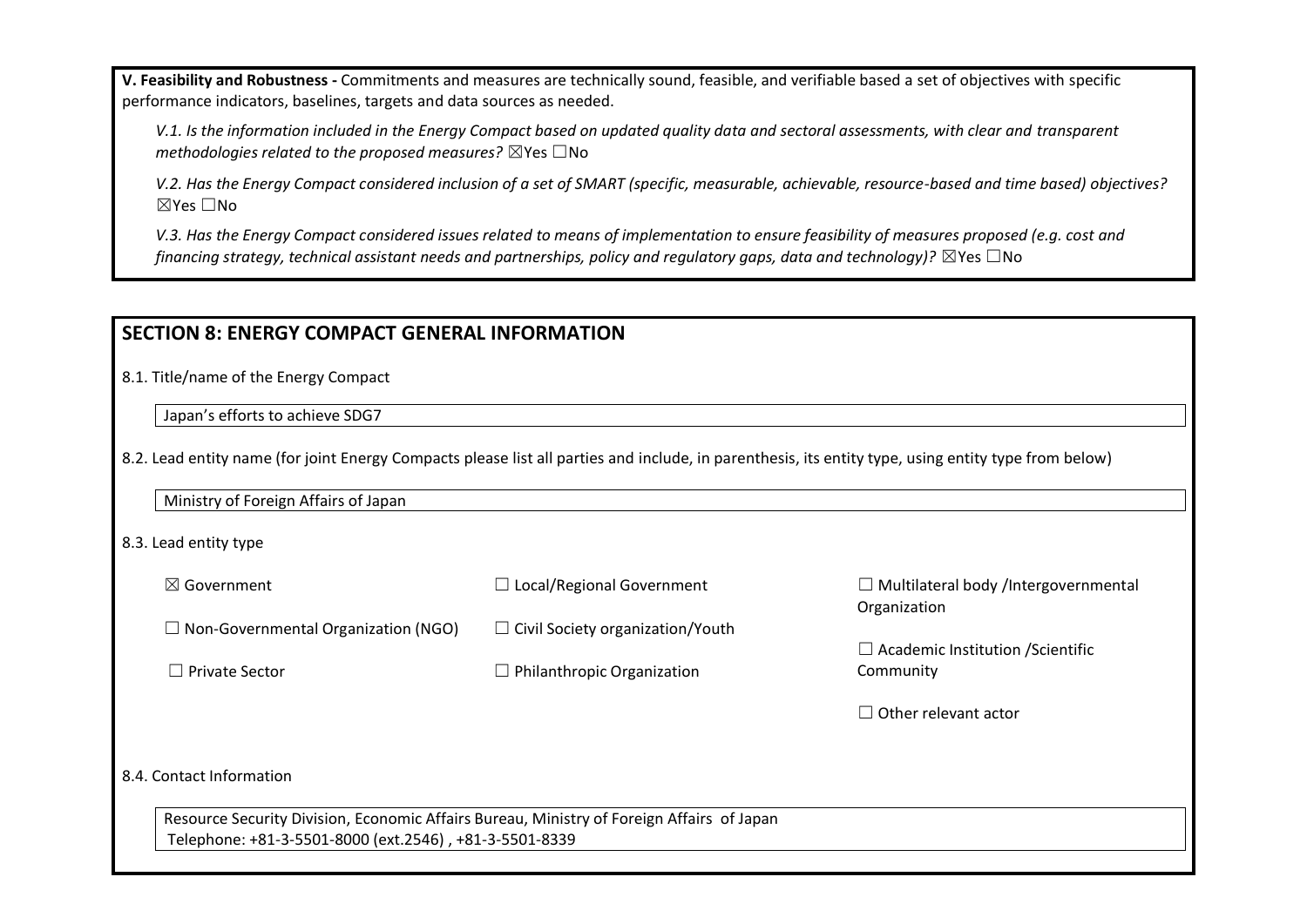**V. Feasibility and Robustness -** Commitments and measures are technically sound, feasible, and verifiable based a set of objectives with specific performance indicators, baselines, targets and data sources as needed.

*V.1. Is the information included in the Energy Compact based on updated quality data and sectoral assessments, with clear and transparent methodologies related to the proposed measures?* ☒Yes ☐No

*V.2. Has the Energy Compact considered inclusion of a set of SMART (specific, measurable, achievable, resource-based and time based) objectives?* ☒Yes ☐No

*V.3. Has the Energy Compact considered issues related to means of implementation to ensure feasibility of measures proposed (e.g. cost and financing strategy, technical assistant needs and partnerships, policy and regulatory gaps, data and technology)?* ☒Yes ☐No

## SECTION 8: ENERGY COMPACT GENERAL INFORMATION

8.1. Title/name of the Energy Compact

Japan's efforts to achieve SDG7

8.2. Lead entity name (for joint Energy Compacts please list all parties and include, in parenthesis, its entity type, using entity type from below)

Ministry of Foreign Affairs of Japan

8.3. Lead entity type

☒ Government

☐ Local/Regional Government

☐ Multilateral body /Intergovernmental Organization

☐ Non-Governmental Organization (NGO)

☐ Civil Society organization/Youth

☐ Academic Institution /Scientific Community

☐ Private Sector

☐ Philanthropic Organization

☐ Other relevant actor

8.4. Contact Information

Resource Security Division, Economic Affairs Bureau, Ministry of Foreign Affairs of Japan
Telephone: +81-3-5501-8000 (ext.2546) , +81-3-5501-8339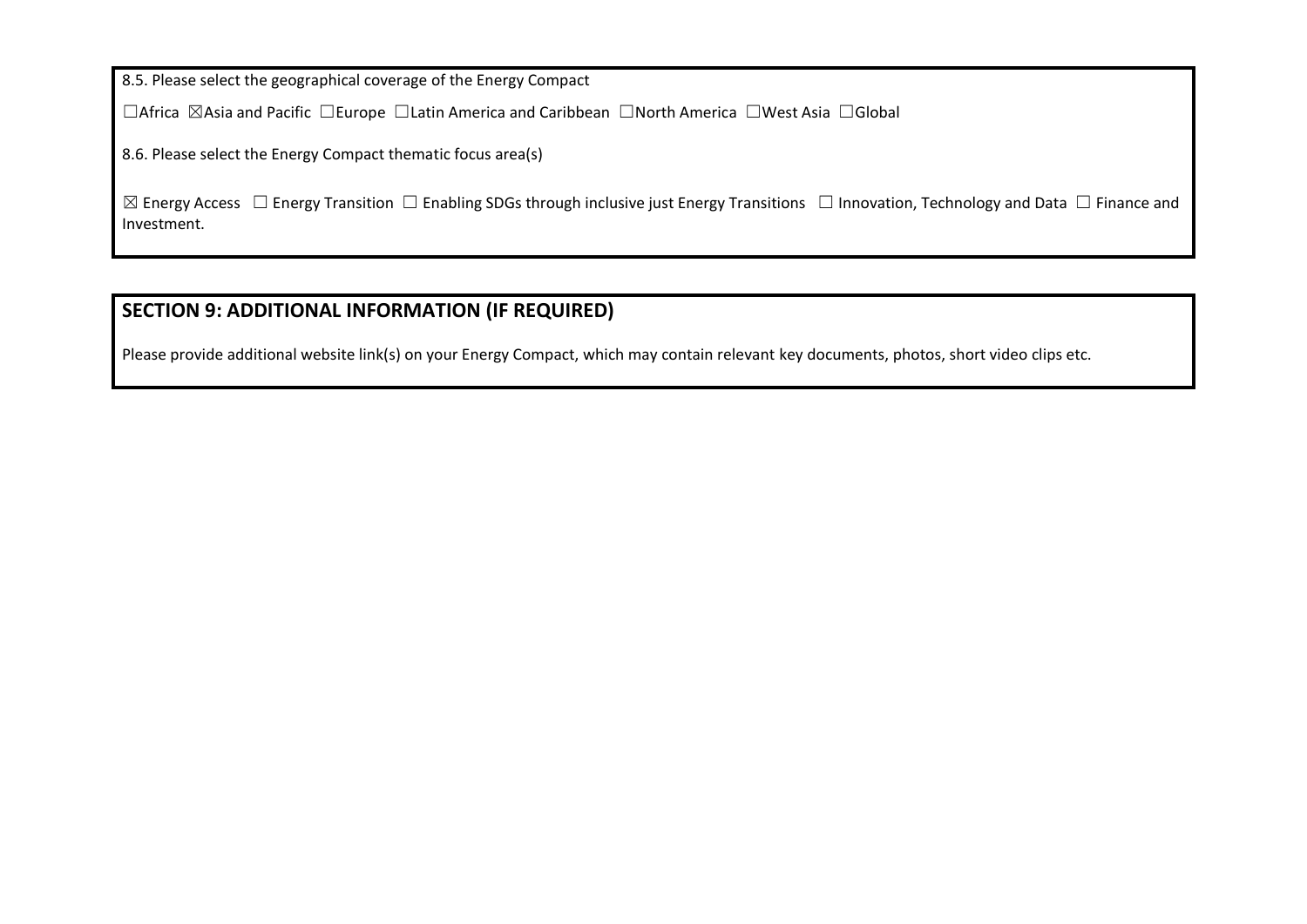8.5. Please select the geographical coverage of the Energy Compact

☐Africa ☒Asia and Pacific ☐Europe ☐Latin America and Caribbean ☐North America ☐West Asia ☐Global

8.6. Please select the Energy Compact thematic focus area(s)

☒ Energy Access ☐ Energy Transition ☐ Enabling SDGs through inclusive just Energy Transitions ☐ Innovation, Technology and Data ☐ Finance and Investment.

## SECTION 9: ADDITIONAL INFORMATION (IF REQUIRED)

Please provide additional website link(s) on your Energy Compact, which may contain relevant key documents, photos, short video clips etc.